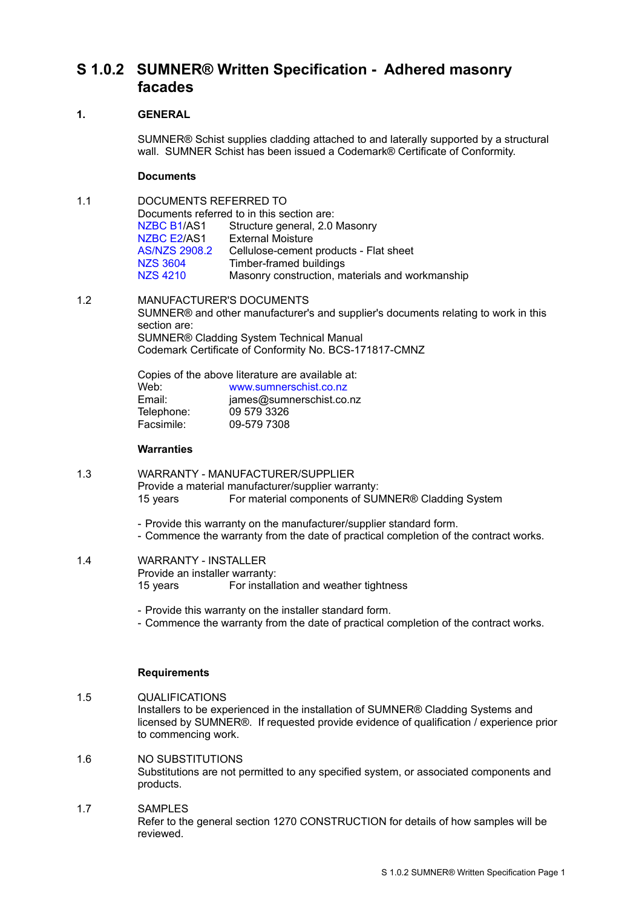# S 1.0.2 SUMNER® Written Specification - Adhered masonry facades

## 1. GENERAL

SUMNER® Schist supplies cladding attached to and laterally supported by a structural wall. SUMNER Schist has been issued a Codemark® Certificate of Conformity.

### Documents

**1.1 DOCUMENTS REFERRED TO**

Documents referred to in this section are:

| | |
|---|---|
| NZBC B1/AS1 | Structure general, 2.0 Masonry |
| NZBC E2/AS1 | External Moisture |
| AS/NZS 2908.2 | Cellulose-cement products - Flat sheet |
| NZS 3604 | Timber-framed buildings |
| NZS 4210 | Masonry construction, materials and workmanship |

**1.2 MANUFACTURER'S DOCUMENTS**

SUMNER® and other manufacturer's and supplier's documents relating to work in this section are:
SUMNER® Cladding System Technical Manual
Codemark Certificate of Conformity No. BCS-171817-CMNZ

Copies of the above literature are available at:

| | |
|---|---|
| Web: | www.sumnerschist.co.nz |
| Email: | james@sumnerschist.co.nz |
| Telephone: | 09 579 3326 |
| Facsimile: | 09-579 7308 |

### Warranties

**1.3 WARRANTY - MANUFACTURER/SUPPLIER**

Provide a material manufacturer/supplier warranty:

| | |
|---|---|
| 15 years | For material components of SUMNER® Cladding System |

- Provide this warranty on the manufacturer/supplier standard form.
- Commence the warranty from the date of practical completion of the contract works.

**1.4 WARRANTY - INSTALLER**

Provide an installer warranty:

| | |
|---|---|
| 15 years | For installation and weather tightness |

- Provide this warranty on the installer standard form.
- Commence the warranty from the date of practical completion of the contract works.

### Requirements

**1.5 QUALIFICATIONS**

Installers to be experienced in the installation of SUMNER® Cladding Systems and licensed by SUMNER®. If requested provide evidence of qualification / experience prior to commencing work.

**1.6 NO SUBSTITUTIONS**

Substitutions are not permitted to any specified system, or associated components and products.

**1.7 SAMPLES**

Refer to the general section 1270 CONSTRUCTION for details of how samples will be reviewed.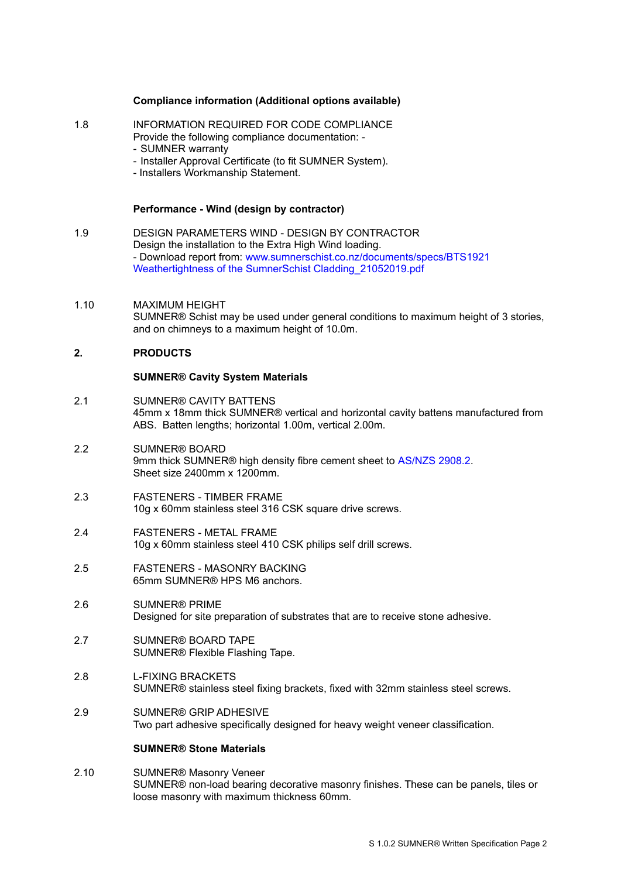**Compliance information (Additional options available)**

1.8 INFORMATION REQUIRED FOR CODE COMPLIANCE
Provide the following compliance documentation: -
- SUMNER warranty
- Installer Approval Certificate (to fit SUMNER System).
- Installers Workmanship Statement.

**Performance - Wind (design by contractor)**

1.9 DESIGN PARAMETERS WIND - DESIGN BY CONTRACTOR
Design the installation to the Extra High Wind loading.
- Download report from: www.sumnerschist.co.nz/documents/specs/BTS1921 Weathertightness of the SumnerSchist Cladding_21052019.pdf

1.10 MAXIMUM HEIGHT
SUMNER® Schist may be used under general conditions to maximum height of 3 stories, and on chimneys to a maximum height of 10.0m.

## 2. PRODUCTS

**SUMNER® Cavity System Materials**

2.1 SUMNER® CAVITY BATTENS
45mm x 18mm thick SUMNER® vertical and horizontal cavity battens manufactured from ABS. Batten lengths; horizontal 1.00m, vertical 2.00m.

2.2 SUMNER® BOARD
9mm thick SUMNER® high density fibre cement sheet to AS/NZS 2908.2.
Sheet size 2400mm x 1200mm.

2.3 FASTENERS - TIMBER FRAME
10g x 60mm stainless steel 316 CSK square drive screws.

2.4 FASTENERS - METAL FRAME
10g x 60mm stainless steel 410 CSK philips self drill screws.

2.5 FASTENERS - MASONRY BACKING
65mm SUMNER® HPS M6 anchors.

2.6 SUMNER® PRIME
Designed for site preparation of substrates that are to receive stone adhesive.

2.7 SUMNER® BOARD TAPE
SUMNER® Flexible Flashing Tape.

2.8 L-FIXING BRACKETS
SUMNER® stainless steel fixing brackets, fixed with 32mm stainless steel screws.

2.9 SUMNER® GRIP ADHESIVE
Two part adhesive specifically designed for heavy weight veneer classification.

**SUMNER® Stone Materials**

2.10 SUMNER® Masonry Veneer
SUMNER® non-load bearing decorative masonry finishes. These can be panels, tiles or loose masonry with maximum thickness 60mm.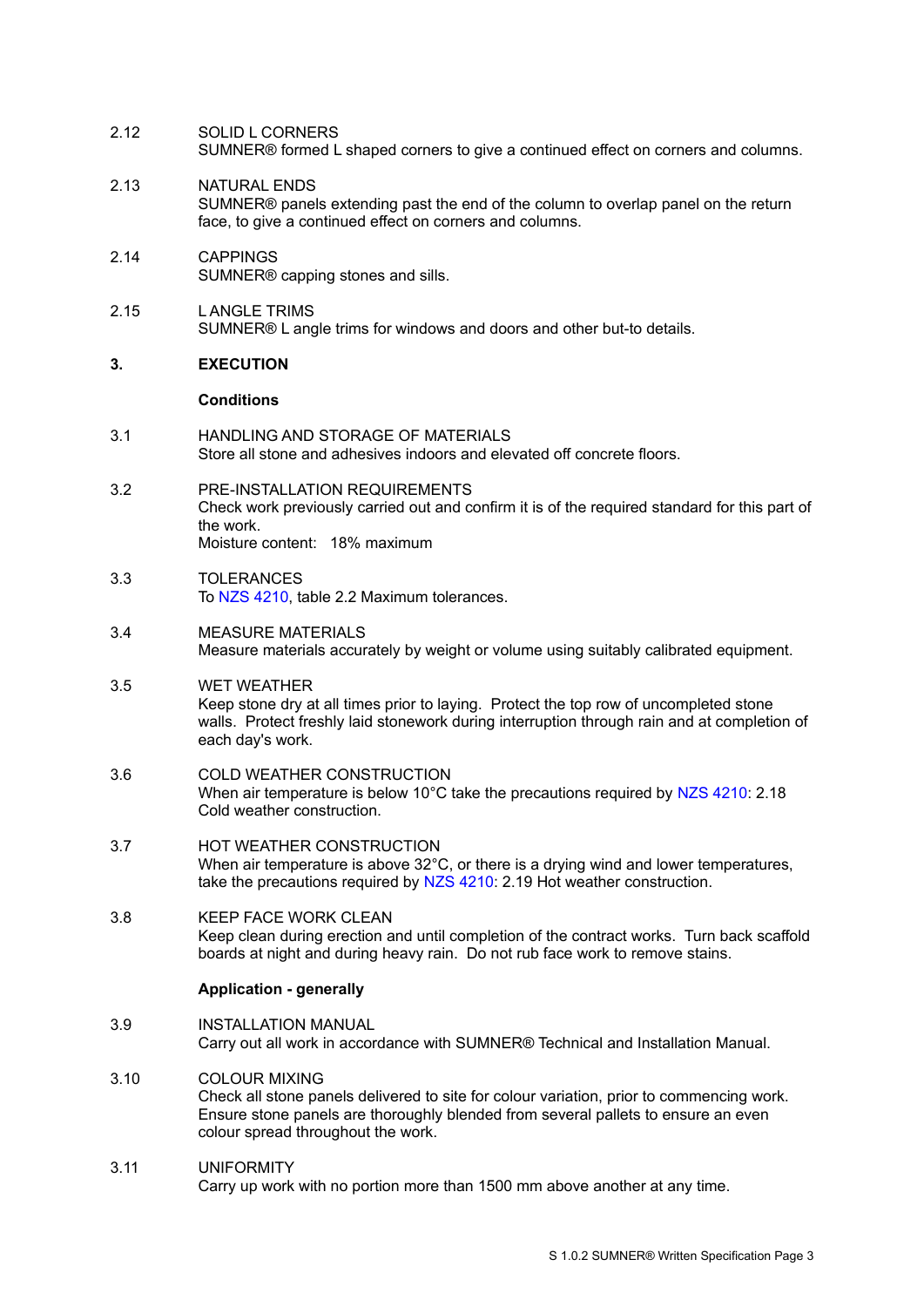2.12 SOLID L CORNERS
SUMNER® formed L shaped corners to give a continued effect on corners and columns.

2.13 NATURAL ENDS
SUMNER® panels extending past the end of the column to overlap panel on the return face, to give a continued effect on corners and columns.

2.14 CAPPINGS
SUMNER® capping stones and sills.

2.15 L ANGLE TRIMS
SUMNER® L angle trims for windows and doors and other but-to details.

## 3. EXECUTION

### Conditions

3.1 HANDLING AND STORAGE OF MATERIALS
Store all stone and adhesives indoors and elevated off concrete floors.

3.2 PRE-INSTALLATION REQUIREMENTS
Check work previously carried out and confirm it is of the required standard for this part of the work.
Moisture content: 18% maximum

3.3 TOLERANCES
To NZS 4210, table 2.2 Maximum tolerances.

3.4 MEASURE MATERIALS
Measure materials accurately by weight or volume using suitably calibrated equipment.

3.5 WET WEATHER
Keep stone dry at all times prior to laying. Protect the top row of uncompleted stone walls. Protect freshly laid stonework during interruption through rain and at completion of each day's work.

3.6 COLD WEATHER CONSTRUCTION
When air temperature is below 10°C take the precautions required by NZS 4210: 2.18 Cold weather construction.

3.7 HOT WEATHER CONSTRUCTION
When air temperature is above 32°C, or there is a drying wind and lower temperatures, take the precautions required by NZS 4210: 2.19 Hot weather construction.

3.8 KEEP FACE WORK CLEAN
Keep clean during erection and until completion of the contract works. Turn back scaffold boards at night and during heavy rain. Do not rub face work to remove stains.

### Application - generally

3.9 INSTALLATION MANUAL
Carry out all work in accordance with SUMNER® Technical and Installation Manual.

3.10 COLOUR MIXING
Check all stone panels delivered to site for colour variation, prior to commencing work. Ensure stone panels are thoroughly blended from several pallets to ensure an even colour spread throughout the work.

3.11 UNIFORMITY
Carry up work with no portion more than 1500 mm above another at any time.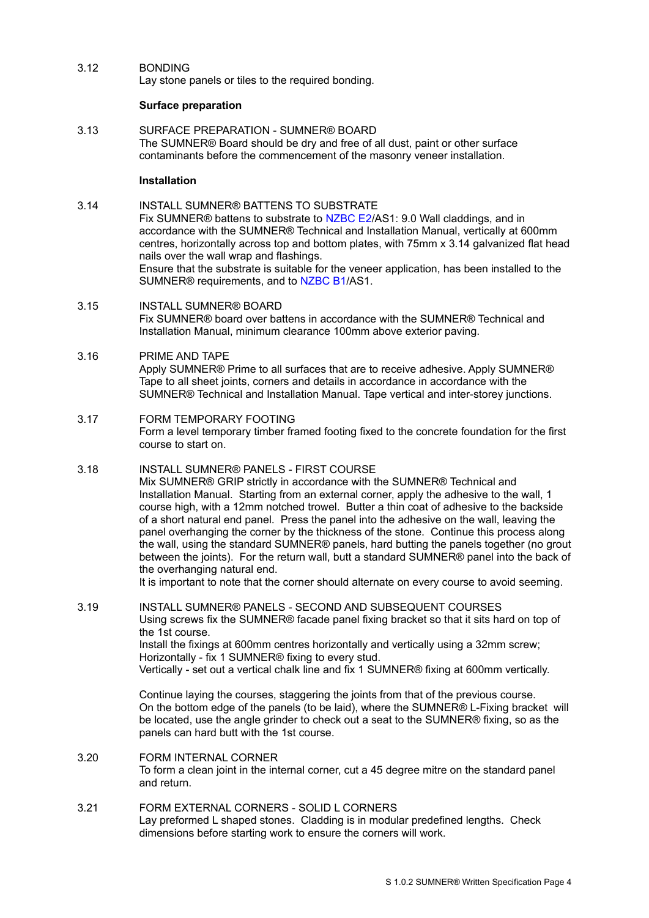3.12 BONDING
Lay stone panels or tiles to the required bonding.

**Surface preparation**

3.13 SURFACE PREPARATION - SUMNER® BOARD
The SUMNER® Board should be dry and free of all dust, paint or other surface contaminants before the commencement of the masonry veneer installation.

**Installation**

3.14 INSTALL SUMNER® BATTENS TO SUBSTRATE
Fix SUMNER® battens to substrate to NZBC E2/AS1: 9.0 Wall claddings, and in accordance with the SUMNER® Technical and Installation Manual, vertically at 600mm centres, horizontally across top and bottom plates, with 75mm x 3.14 galvanized flat head nails over the wall wrap and flashings.
Ensure that the substrate is suitable for the veneer application, has been installed to the SUMNER® requirements, and to NZBC B1/AS1.

3.15 INSTALL SUMNER® BOARD
Fix SUMNER® board over battens in accordance with the SUMNER® Technical and Installation Manual, minimum clearance 100mm above exterior paving.

3.16 PRIME AND TAPE
Apply SUMNER® Prime to all surfaces that are to receive adhesive. Apply SUMNER® Tape to all sheet joints, corners and details in accordance in accordance with the SUMNER® Technical and Installation Manual. Tape vertical and inter-storey junctions.

3.17 FORM TEMPORARY FOOTING
Form a level temporary timber framed footing fixed to the concrete foundation for the first course to start on.

3.18 INSTALL SUMNER® PANELS - FIRST COURSE
Mix SUMNER® GRIP strictly in accordance with the SUMNER® Technical and Installation Manual. Starting from an external corner, apply the adhesive to the wall, 1 course high, with a 12mm notched trowel. Butter a thin coat of adhesive to the backside of a short natural end panel. Press the panel into the adhesive on the wall, leaving the panel overhanging the corner by the thickness of the stone. Continue this process along the wall, using the standard SUMNER® panels, hard butting the panels together (no grout between the joints). For the return wall, butt a standard SUMNER® panel into the back of the overhanging natural end.
It is important to note that the corner should alternate on every course to avoid seeming.

3.19 INSTALL SUMNER® PANELS - SECOND AND SUBSEQUENT COURSES
Using screws fix the SUMNER® facade panel fixing bracket so that it sits hard on top of the 1st course.
Install the fixings at 600mm centres horizontally and vertically using a 32mm screw;
Horizontally - fix 1 SUMNER® fixing to every stud.
Vertically - set out a vertical chalk line and fix 1 SUMNER® fixing at 600mm vertically.

Continue laying the courses, staggering the joints from that of the previous course.
On the bottom edge of the panels (to be laid), where the SUMNER® L-Fixing bracket will be located, use the angle grinder to check out a seat to the SUMNER® fixing, so as the panels can hard butt with the 1st course.

3.20 FORM INTERNAL CORNER
To form a clean joint in the internal corner, cut a 45 degree mitre on the standard panel and return.

3.21 FORM EXTERNAL CORNERS - SOLID L CORNERS
Lay preformed L shaped stones. Cladding is in modular predefined lengths. Check dimensions before starting work to ensure the corners will work.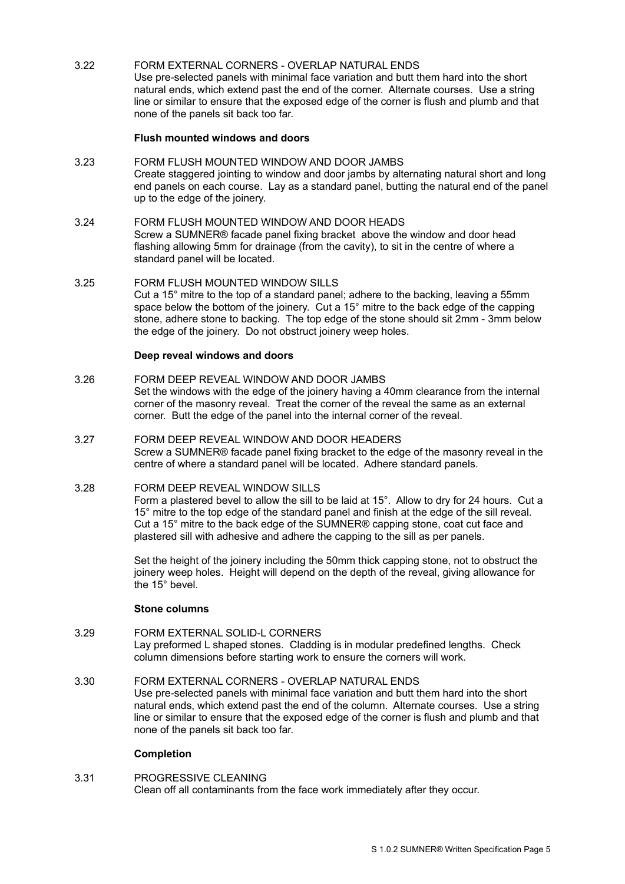3.22 FORM EXTERNAL CORNERS - OVERLAP NATURAL ENDS
Use pre-selected panels with minimal face variation and butt them hard into the short natural ends, which extend past the end of the corner. Alternate courses. Use a string line or similar to ensure that the exposed edge of the corner is flush and plumb and that none of the panels sit back too far.

**Flush mounted windows and doors**

3.23 FORM FLUSH MOUNTED WINDOW AND DOOR JAMBS
Create staggered jointing to window and door jambs by alternating natural short and long end panels on each course. Lay as a standard panel, butting the natural end of the panel up to the edge of the joinery.

3.24 FORM FLUSH MOUNTED WINDOW AND DOOR HEADS
Screw a SUMNER® facade panel fixing bracket above the window and door head flashing allowing 5mm for drainage (from the cavity), to sit in the centre of where a standard panel will be located.

3.25 FORM FLUSH MOUNTED WINDOW SILLS
Cut a 15° mitre to the top of a standard panel; adhere to the backing, leaving a 55mm space below the bottom of the joinery. Cut a 15° mitre to the back edge of the capping stone, adhere stone to backing. The top edge of the stone should sit 2mm - 3mm below the edge of the joinery. Do not obstruct joinery weep holes.

**Deep reveal windows and doors**

3.26 FORM DEEP REVEAL WINDOW AND DOOR JAMBS
Set the windows with the edge of the joinery having a 40mm clearance from the internal corner of the masonry reveal. Treat the corner of the reveal the same as an external corner. Butt the edge of the panel into the internal corner of the reveal.

3.27 FORM DEEP REVEAL WINDOW AND DOOR HEADERS
Screw a SUMNER® facade panel fixing bracket to the edge of the masonry reveal in the centre of where a standard panel will be located. Adhere standard panels.

3.28 FORM DEEP REVEAL WINDOW SILLS
Form a plastered bevel to allow the sill to be laid at 15°. Allow to dry for 24 hours. Cut a 15° mitre to the top edge of the standard panel and finish at the edge of the sill reveal. Cut a 15° mitre to the back edge of the SUMNER® capping stone, coat cut face and plastered sill with adhesive and adhere the capping to the sill as per panels.

Set the height of the joinery including the 50mm thick capping stone, not to obstruct the joinery weep holes. Height will depend on the depth of the reveal, giving allowance for the 15° bevel.

**Stone columns**

3.29 FORM EXTERNAL SOLID-L CORNERS
Lay preformed L shaped stones. Cladding is in modular predefined lengths. Check column dimensions before starting work to ensure the corners will work.

3.30 FORM EXTERNAL CORNERS - OVERLAP NATURAL ENDS
Use pre-selected panels with minimal face variation and butt them hard into the short natural ends, which extend past the end of the column. Alternate courses. Use a string line or similar to ensure that the exposed edge of the corner is flush and plumb and that none of the panels sit back too far.

**Completion**

3.31 PROGRESSIVE CLEANING
Clean off all contaminants from the face work immediately after they occur.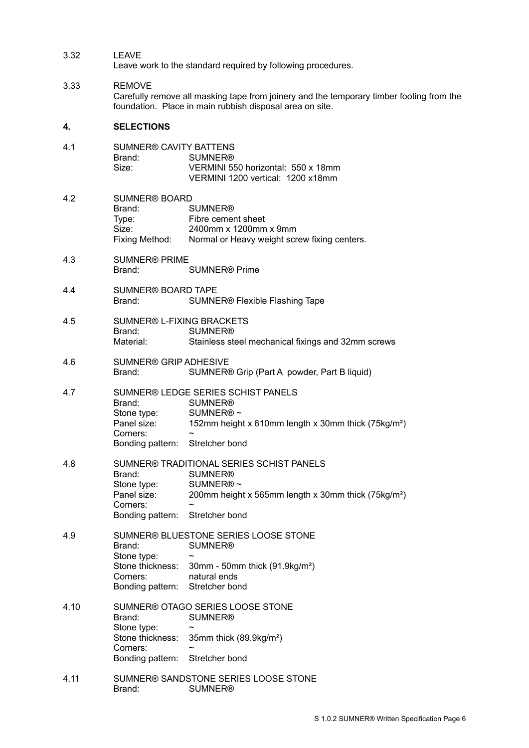3.32 LEAVE

Leave work to the standard required by following procedures.

3.33 REMOVE

Carefully remove all masking tape from joinery and the temporary timber footing from the foundation. Place in main rubbish disposal area on site.

## 4. SELECTIONS

4.1 SUMNER® CAVITY BATTENS

Brand: SUMNER®
Size: VERMINI 550 horizontal: 550 x 18mm
VERMINI 1200 vertical: 1200 x18mm

4.2 SUMNER® BOARD

Brand: SUMNER®
Type: Fibre cement sheet
Size: 2400mm x 1200mm x 9mm
Fixing Method: Normal or Heavy weight screw fixing centers.

4.3 SUMNER® PRIME

Brand: SUMNER® Prime

4.4 SUMNER® BOARD TAPE

Brand: SUMNER® Flexible Flashing Tape

4.5 SUMNER® L-FIXING BRACKETS

Brand: SUMNER®
Material: Stainless steel mechanical fixings and 32mm screws

4.6 SUMNER® GRIP ADHESIVE

Brand: SUMNER® Grip (Part A powder, Part B liquid)

4.7 SUMNER® LEDGE SERIES SCHIST PANELS

Brand: SUMNER®
Stone type: SUMNER® ~
Panel size: 152mm height x 610mm length x 30mm thick (75kg/m²)
Corners: ~
Bonding pattern: Stretcher bond

4.8 SUMNER® TRADITIONAL SERIES SCHIST PANELS

Brand: SUMNER®
Stone type: SUMNER® ~
Panel size: 200mm height x 565mm length x 30mm thick (75kg/m²)
Corners: ~
Bonding pattern: Stretcher bond

4.9 SUMNER® BLUESTONE SERIES LOOSE STONE

Brand: SUMNER®
Stone type: ~
Stone thickness: 30mm - 50mm thick (91.9kg/m²)
Corners: natural ends
Bonding pattern: Stretcher bond

4.10 SUMNER® OTAGO SERIES LOOSE STONE

Brand: SUMNER®
Stone type: ~
Stone thickness: 35mm thick (89.9kg/m²)
Corners: ~
Bonding pattern: Stretcher bond

4.11 SUMNER® SANDSTONE SERIES LOOSE STONE

Brand: SUMNER®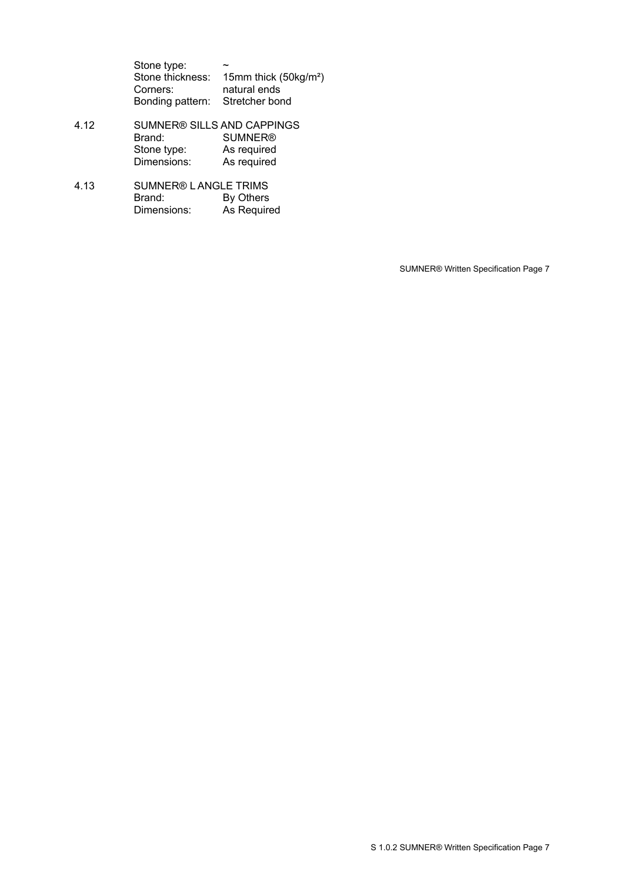Stone type: ~
Stone thickness: 15mm thick (50kg/m²)
Corners: natural ends
Bonding pattern: Stretcher bond

4.12 SUMNER® SILLS AND CAPPINGS
Brand: SUMNER®
Stone type: As required
Dimensions: As required

4.13 SUMNER® L ANGLE TRIMS
Brand: By Others
Dimensions: As Required